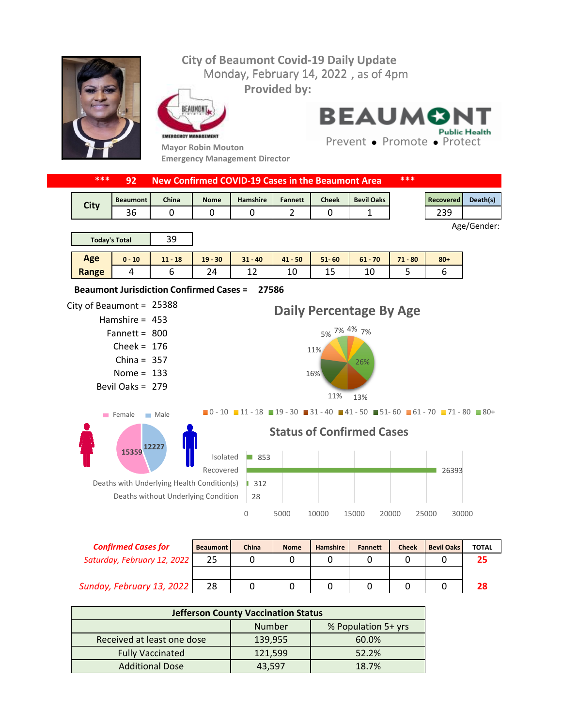# City of Beaumont Covid-19 Daily Update

Monday, February 14, 2022 , as of 4pm

**Provided by:**

BEAUMONT EMERGENCY MANAGEMENT

**Mayor Robin Mouton**
**Emergency Management Director**

BEAUMONT Public Health
Prevent • Promote • Protect

**\*\*\* 92 New Confirmed COVID-19 Cases in the Beaumont Area \*\*\***

| City | Beaumont | China | Nome | Hamshire | Fannett | Cheek | Bevil Oaks | | Recovered | Death(s) |
|---|---|---|---|---|---|---|---|---|---|---|
| | 36 | 0 | 0 | 0 | 2 | 0 | 1 | | 239 | |

| Today's Total | 39 |
|---|---|

Age/Gender:

| Age Range | 0 - 10 | 11 - 18 | 19 - 30 | 31 - 40 | 41 - 50 | 51- 60 | 61 - 70 | 71 - 80 | 80+ |
|---|---|---|---|---|---|---|---|---|---|
| | 4 | 6 | 24 | 12 | 10 | 15 | 10 | 5 | 6 |

**Beaumont Jurisdiction Confirmed Cases = 27586**

City of Beaumont = 25388
Hamshire = 453
Fannett = 800
Cheek = 176
China = 357
Nome = 133
Bevil Oaks = 279

## Daily Percentage By Age

5%
7%
4%
7%
11%
26%
16%
11%
13%

0 - 10 11 - 18 19 - 30 31 - 40 41 - 50 51- 60 61 - 70 71 - 80 80+

Female Male
15359
12227

## Status of Confirmed Cases

Isolated 853
Recovered 26393
Deaths with Underlying Health Condition(s) 312
Deaths without Underlying Condition 28

0 5000 10000 15000 20000 25000 30000

| *Confirmed Cases for* | Beaumont | China | Nome | Hamshire | Fannett | Cheek | Bevil Oaks | TOTAL |
|---|---|---|---|---|---|---|---|---|
| *Saturday, February 12, 2022* | 25 | 0 | 0 | 0 | 0 | 0 | 0 | 25 |
| | | | | | | | | |
| *Sunday, February 13, 2022* | 28 | 0 | 0 | 0 | 0 | 0 | 0 | 28 |

| Jefferson County Vaccination Status | | |
|---|---|---|
| | Number | % Population 5+ yrs |
| Received at least one dose | 139,955 | 60.0% |
| Fully Vaccinated | 121,599 | 52.2% |
| Additional Dose | 43,597 | 18.7% |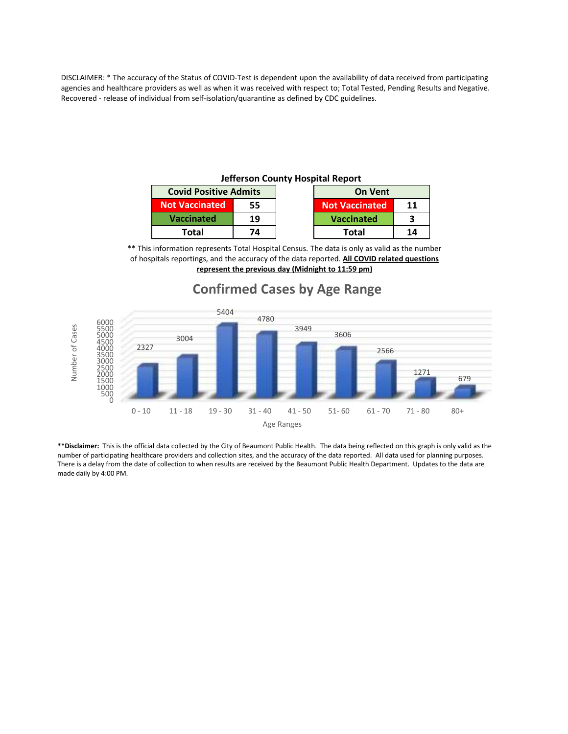DISCLAIMER: * The accuracy of the Status of COVID-Test is dependent upon the availability of data received from participating agencies and healthcare providers as well as when it was received with respect to; Total Tested, Pending Results and Negative. Recovered - release of individual from self-isolation/quarantine as defined by CDC guidelines.

## Jefferson County Hospital Report

| Covid Positive Admits | |
|---|---|
| Not Vaccinated | 55 |
| Vaccinated | 19 |
| Total | 74 |

| On Vent | |
|---|---|
| Not Vaccinated | 11 |
| Vaccinated | 3 |
| Total | 14 |

** This information represents Total Hospital Census. The data is only as valid as the number of hospitals reportings, and the accuracy of the data reported. **All COVID related questions represent the previous day (Midnight to 11:59 pm)**

## Confirmed Cases by Age Range

Number of Cases

6000
5500
5000
4500
4000
3500
3000
2500
2000
1500
1000
500
0

2327
3004
5404
4780
3949
3606
2566
1271
679

0 - 10
11 - 18
19 - 30
31 - 40
41 - 50
51- 60
61 - 70
71 - 80
80+

Age Ranges

**\*\*Disclaimer:** This is the official data collected by the City of Beaumont Public Health. The data being reflected on this graph is only valid as the number of participating healthcare providers and collection sites, and the accuracy of the data reported. All data used for planning purposes. There is a delay from the date of collection to when results are received by the Beaumont Public Health Department. Updates to the data are made daily by 4:00 PM.